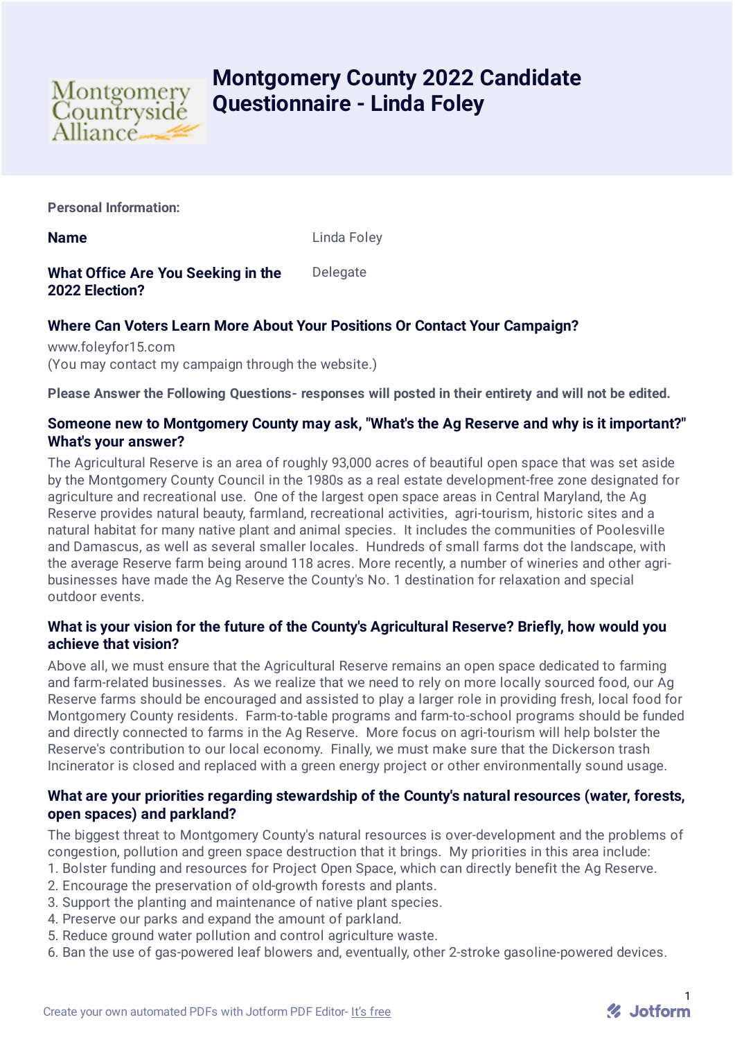# Montgomery County 2022 Candidate Questionnaire - Linda Foley

**Personal Information:**

**Name** Linda Foley

**What Office Are You Seeking in the 2022 Election?** Delegate

**Where Can Voters Learn More About Your Positions Or Contact Your Campaign?**

www.foleyfor15.com
(You may contact my campaign through the website.)

**Please Answer the Following Questions- responses will posted in their entirety and will not be edited.**

**Someone new to Montgomery County may ask, "What's the Ag Reserve and why is it important?" What's your answer?**

The Agricultural Reserve is an area of roughly 93,000 acres of beautiful open space that was set aside by the Montgomery County Council in the 1980s as a real estate development-free zone designated for agriculture and recreational use. One of the largest open space areas in Central Maryland, the Ag Reserve provides natural beauty, farmland, recreational activities, agri-tourism, historic sites and a natural habitat for many native plant and animal species. It includes the communities of Poolesville and Damascus, as well as several smaller locales. Hundreds of small farms dot the landscape, with the average Reserve farm being around 118 acres. More recently, a number of wineries and other agri-businesses have made the Ag Reserve the County's No. 1 destination for relaxation and special outdoor events.

**What is your vision for the future of the County's Agricultural Reserve? Briefly, how would you achieve that vision?**

Above all, we must ensure that the Agricultural Reserve remains an open space dedicated to farming and farm-related businesses. As we realize that we need to rely on more locally sourced food, our Ag Reserve farms should be encouraged and assisted to play a larger role in providing fresh, local food for Montgomery County residents. Farm-to-table programs and farm-to-school programs should be funded and directly connected to farms in the Ag Reserve. More focus on agri-tourism will help bolster the Reserve's contribution to our local economy. Finally, we must make sure that the Dickerson trash Incinerator is closed and replaced with a green energy project or other environmentally sound usage.

**What are your priorities regarding stewardship of the County's natural resources (water, forests, open spaces) and parkland?**

The biggest threat to Montgomery County's natural resources is over-development and the problems of congestion, pollution and green space destruction that it brings. My priorities in this area include:

1. Bolster funding and resources for Project Open Space, which can directly benefit the Ag Reserve.
2. Encourage the preservation of old-growth forests and plants.
3. Support the planting and maintenance of native plant species.
4. Preserve our parks and expand the amount of parkland.
5. Reduce ground water pollution and control agriculture waste.
6. Ban the use of gas-powered leaf blowers and, eventually, other 2-stroke gasoline-powered devices.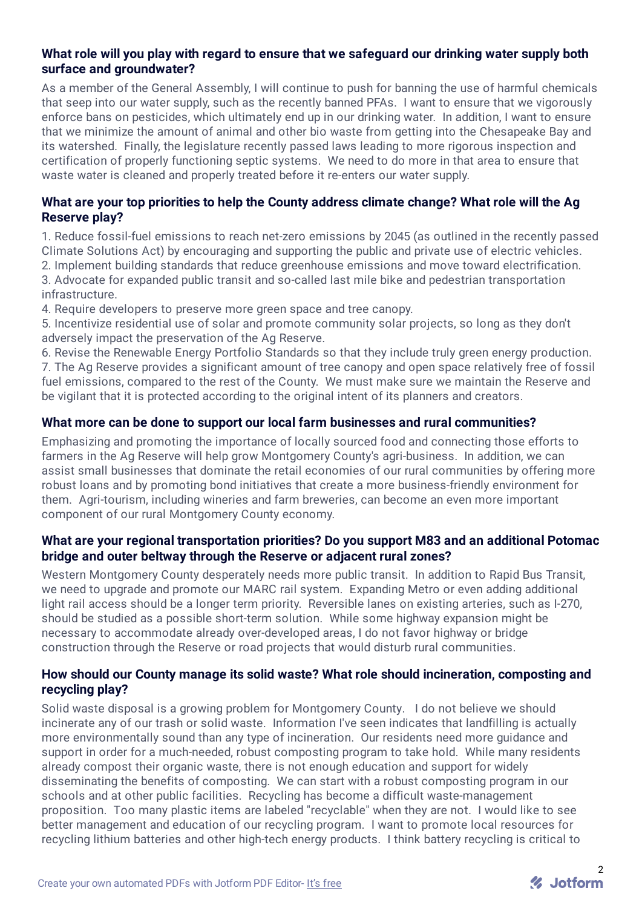**What role will you play with regard to ensure that we safeguard our drinking water supply both surface and groundwater?**

As a member of the General Assembly, I will continue to push for banning the use of harmful chemicals that seep into our water supply, such as the recently banned PFAs. I want to ensure that we vigorously enforce bans on pesticides, which ultimately end up in our drinking water. In addition, I want to ensure that we minimize the amount of animal and other bio waste from getting into the Chesapeake Bay and its watershed. Finally, the legislature recently passed laws leading to more rigorous inspection and certification of properly functioning septic systems. We need to do more in that area to ensure that waste water is cleaned and properly treated before it re-enters our water supply.

**What are your top priorities to help the County address climate change? What role will the Ag Reserve play?**

1. Reduce fossil-fuel emissions to reach net-zero emissions by 2045 (as outlined in the recently passed Climate Solutions Act) by encouraging and supporting the public and private use of electric vehicles.
2. Implement building standards that reduce greenhouse emissions and move toward electrification.
3. Advocate for expanded public transit and so-called last mile bike and pedestrian transportation infrastructure.
4. Require developers to preserve more green space and tree canopy.
5. Incentivize residential use of solar and promote community solar projects, so long as they don't adversely impact the preservation of the Ag Reserve.
6. Revise the Renewable Energy Portfolio Standards so that they include truly green energy production.
7. The Ag Reserve provides a significant amount of tree canopy and open space relatively free of fossil fuel emissions, compared to the rest of the County. We must make sure we maintain the Reserve and be vigilant that it is protected according to the original intent of its planners and creators.

**What more can be done to support our local farm businesses and rural communities?**

Emphasizing and promoting the importance of locally sourced food and connecting those efforts to farmers in the Ag Reserve will help grow Montgomery County's agri-business. In addition, we can assist small businesses that dominate the retail economies of our rural communities by offering more robust loans and by promoting bond initiatives that create a more business-friendly environment for them. Agri-tourism, including wineries and farm breweries, can become an even more important component of our rural Montgomery County economy.

**What are your regional transportation priorities? Do you support M83 and an additional Potomac bridge and outer beltway through the Reserve or adjacent rural zones?**

Western Montgomery County desperately needs more public transit. In addition to Rapid Bus Transit, we need to upgrade and promote our MARC rail system. Expanding Metro or even adding additional light rail access should be a longer term priority. Reversible lanes on existing arteries, such as I-270, should be studied as a possible short-term solution. While some highway expansion might be necessary to accommodate already over-developed areas, I do not favor highway or bridge construction through the Reserve or road projects that would disturb rural communities.

**How should our County manage its solid waste? What role should incineration, composting and recycling play?**

Solid waste disposal is a growing problem for Montgomery County. I do not believe we should incinerate any of our trash or solid waste. Information I've seen indicates that landfilling is actually more environmentally sound than any type of incineration. Our residents need more guidance and support in order for a much-needed, robust composting program to take hold. While many residents already compost their organic waste, there is not enough education and support for widely disseminating the benefits of composting. We can start with a robust composting program in our schools and at other public facilities. Recycling has become a difficult waste-management proposition. Too many plastic items are labeled "recyclable" when they are not. I would like to see better management and education of our recycling program. I want to promote local resources for recycling lithium batteries and other high-tech energy products. I think battery recycling is critical to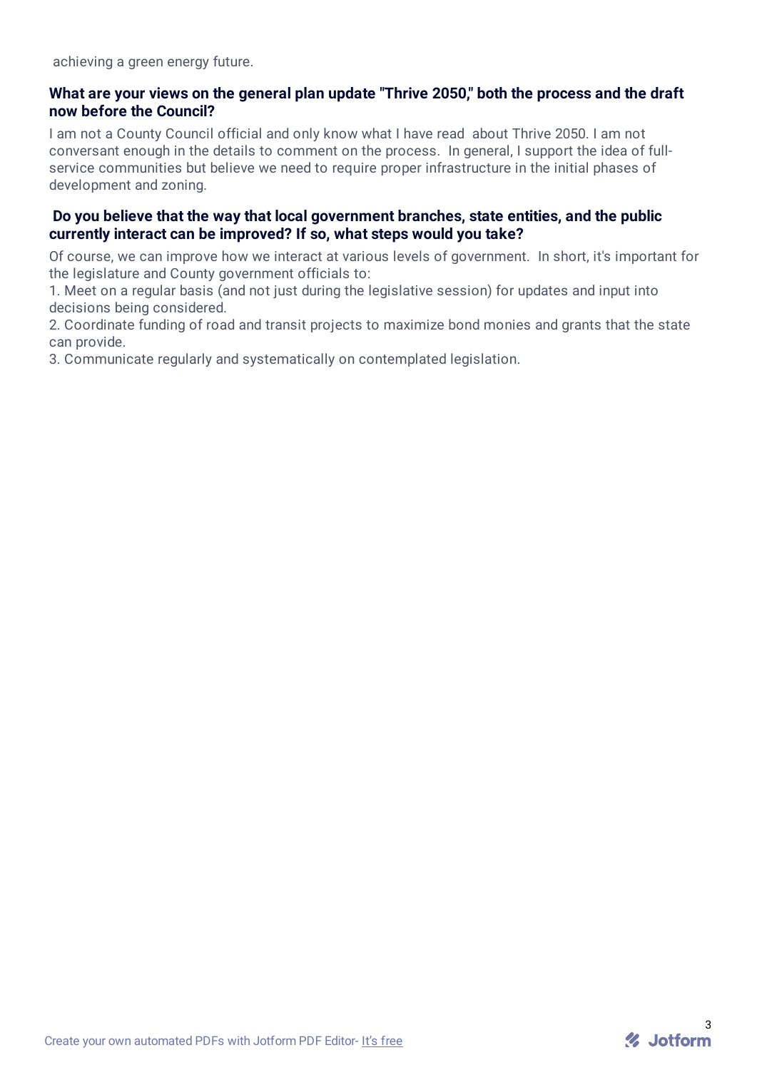achieving a green energy future.

**What are your views on the general plan update "Thrive 2050," both the process and the draft now before the Council?**

I am not a County Council official and only know what I have read about Thrive 2050. I am not conversant enough in the details to comment on the process. In general, I support the idea of full-service communities but believe we need to require proper infrastructure in the initial phases of development and zoning.

**Do you believe that the way that local government branches, state entities, and the public currently interact can be improved? If so, what steps would you take?**

Of course, we can improve how we interact at various levels of government. In short, it's important for the legislature and County government officials to:

1. Meet on a regular basis (and not just during the legislative session) for updates and input into decisions being considered.
2. Coordinate funding of road and transit projects to maximize bond monies and grants that the state can provide.
3. Communicate regularly and systematically on contemplated legislation.